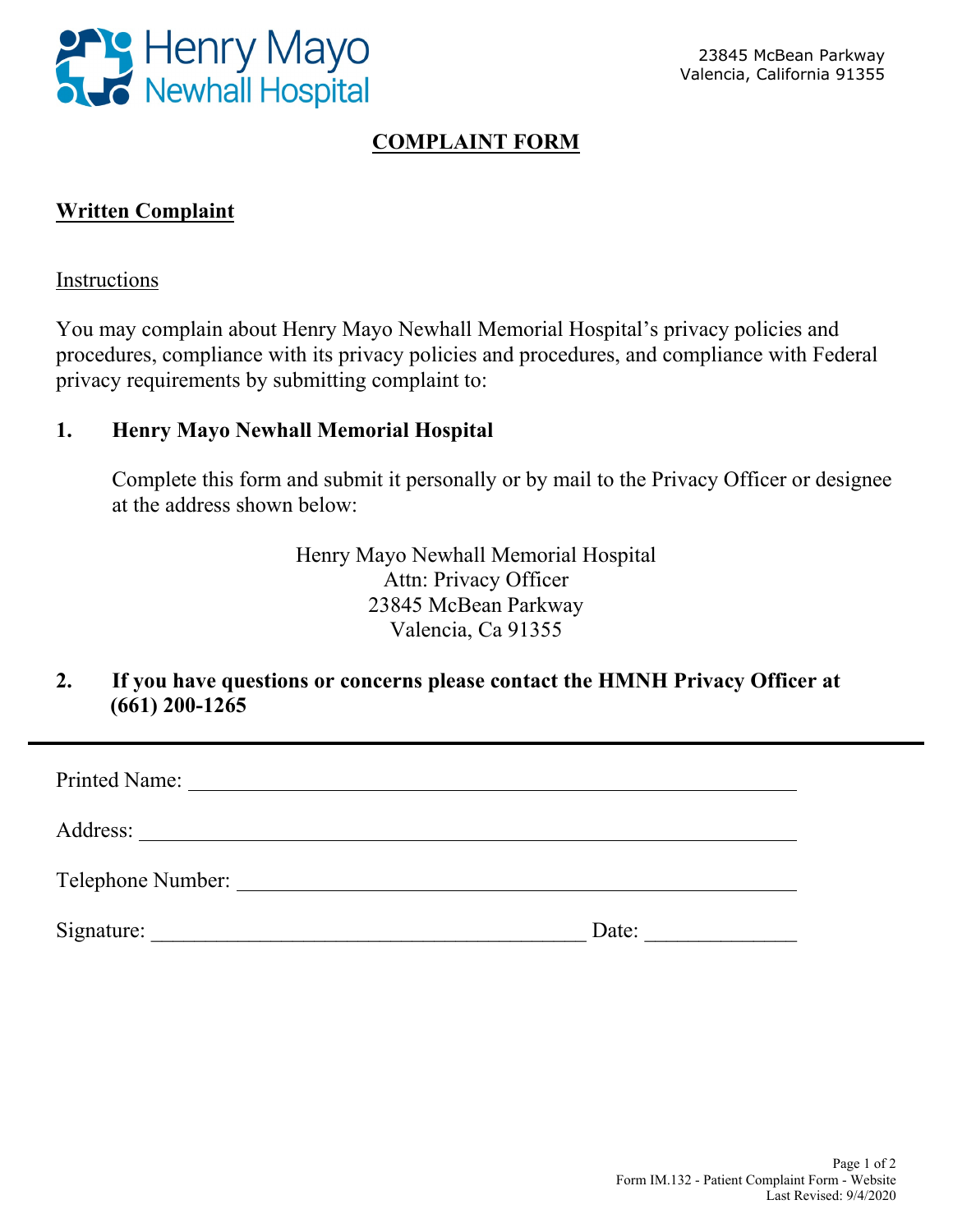Henry Mayo Newhall Hospital

23845 McBean Parkway
Valencia, California 91355

# COMPLAINT FORM

## Written Complaint

Instructions

You may complain about Henry Mayo Newhall Memorial Hospital's privacy policies and procedures, compliance with its privacy policies and procedures, and compliance with Federal privacy requirements by submitting complaint to:

**1. Henry Mayo Newhall Memorial Hospital**

Complete this form and submit it personally or by mail to the Privacy Officer or designee at the address shown below:

Henry Mayo Newhall Memorial Hospital
Attn: Privacy Officer
23845 McBean Parkway
Valencia, Ca 91355

**2. If you have questions or concerns please contact the HMNH Privacy Officer at (661) 200-1265**

---

Printed Name: ______________________________________________

Address: ______________________________________________

Telephone Number: ______________________________________________

Signature: ________________________________ Date: ____________

Form IM.132 - Patient Complaint Form - Website
Last Revised: 9/4/2020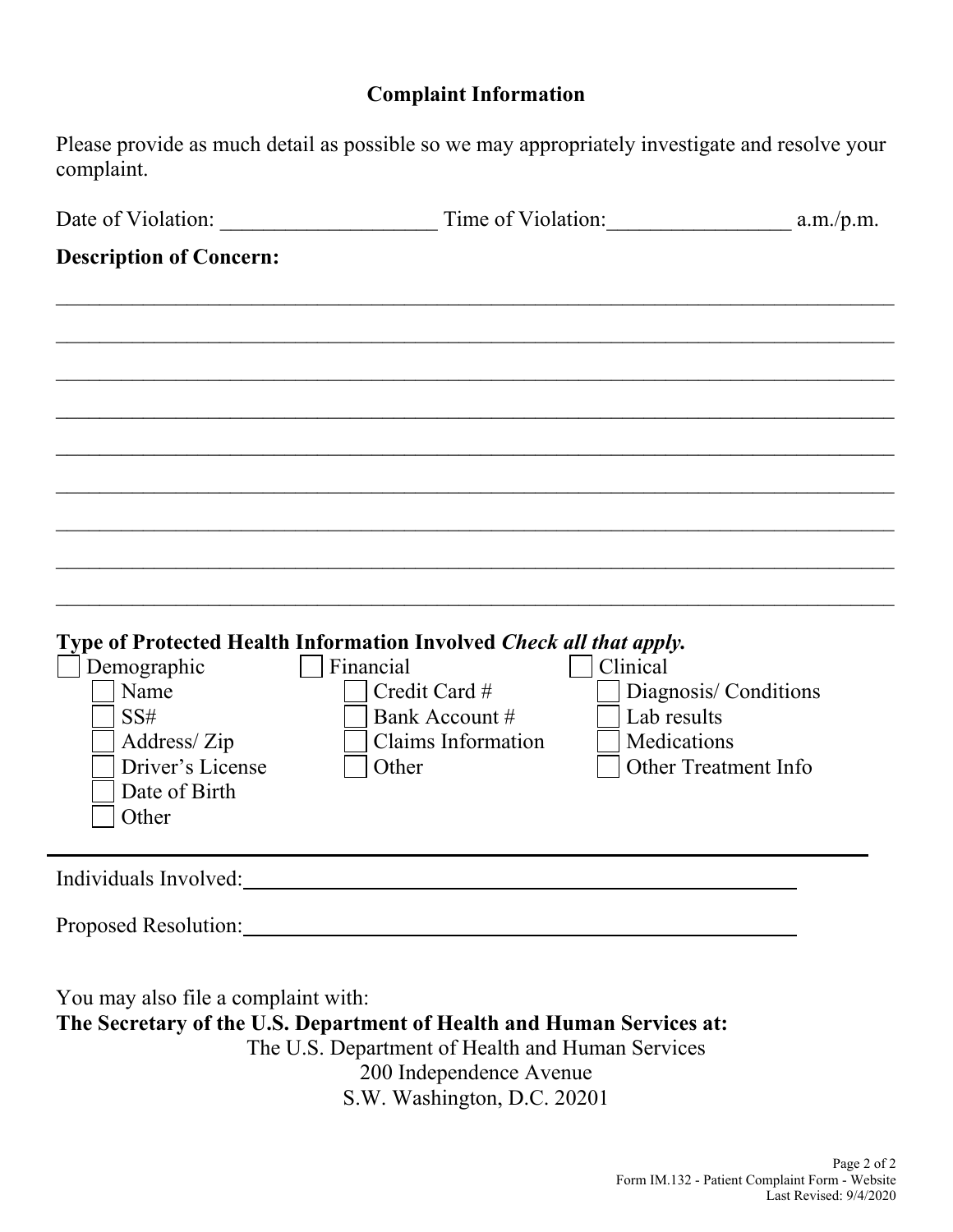## Complaint Information

Please provide as much detail as possible so we may appropriately investigate and resolve your complaint.

Date of Violation: ____________________ Time of Violation:_________________ a.m./p.m.

**Description of Concern:**

_____________________________________________________________________________

_____________________________________________________________________________

_____________________________________________________________________________

_____________________________________________________________________________

_____________________________________________________________________________

_____________________________________________________________________________

_____________________________________________________________________________

_____________________________________________________________________________

_____________________________________________________________________________

**Type of Protected Health Information Involved** ***Check all that apply.***

- ☐ Demographic
  - ☐ Name
  - ☐ SS#
  - ☐ Address/ Zip
  - ☐ Driver's License
  - ☐ Date of Birth
  - ☐ Other
- ☐ Financial
  - ☐ Credit Card #
  - ☐ Bank Account #
  - ☐ Claims Information
  - ☐ Other
- ☐ Clinical
  - ☐ Diagnosis/ Conditions
  - ☐ Lab results
  - ☐ Medications
  - ☐ Other Treatment Info

---

Individuals Involved:_____________________________________________________

Proposed Resolution:_____________________________________________________

You may also file a complaint with:

**The Secretary of the U.S. Department of Health and Human Services at:**

The U.S. Department of Health and Human Services
200 Independence Avenue
S.W. Washington, D.C. 20201

Form IM.132 - Patient Complaint Form - Website
Last Revised: 9/4/2020